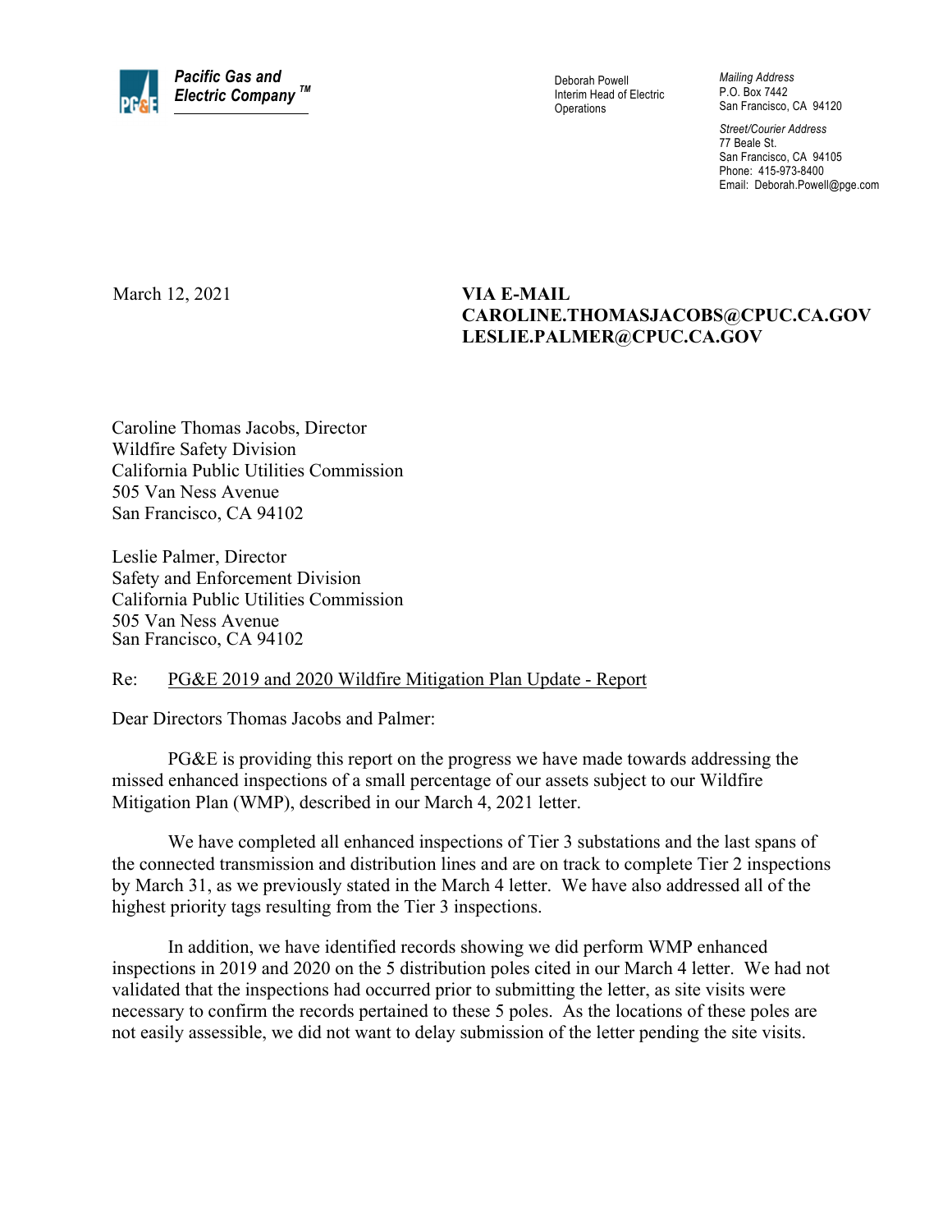**Pacific Gas and Electric Company™**

Deborah Powell
Interim Head of Electric Operations

*Mailing Address*
P.O. Box 7442
San Francisco, CA 94120

*Street/Courier Address*
77 Beale St.
San Francisco, CA 94105
Phone: 415-973-8400
Email: Deborah.Powell@pge.com

March 12, 2021

**VIA E-MAIL**
**CAROLINE.THOMASJACOBS@CPUC.CA.GOV**
**LESLIE.PALMER@CPUC.CA.GOV**

Caroline Thomas Jacobs, Director
Wildfire Safety Division
California Public Utilities Commission
505 Van Ness Avenue
San Francisco, CA 94102

Leslie Palmer, Director
Safety and Enforcement Division
California Public Utilities Commission
505 Van Ness Avenue
San Francisco, CA 94102

Re: PG&E 2019 and 2020 Wildfire Mitigation Plan Update - Report

Dear Directors Thomas Jacobs and Palmer:

PG&E is providing this report on the progress we have made towards addressing the missed enhanced inspections of a small percentage of our assets subject to our Wildfire Mitigation Plan (WMP), described in our March 4, 2021 letter.

We have completed all enhanced inspections of Tier 3 substations and the last spans of the connected transmission and distribution lines and are on track to complete Tier 2 inspections by March 31, as we previously stated in the March 4 letter. We have also addressed all of the highest priority tags resulting from the Tier 3 inspections.

In addition, we have identified records showing we did perform WMP enhanced inspections in 2019 and 2020 on the 5 distribution poles cited in our March 4 letter. We had not validated that the inspections had occurred prior to submitting the letter, as site visits were necessary to confirm the records pertained to these 5 poles. As the locations of these poles are not easily assessible, we did not want to delay submission of the letter pending the site visits.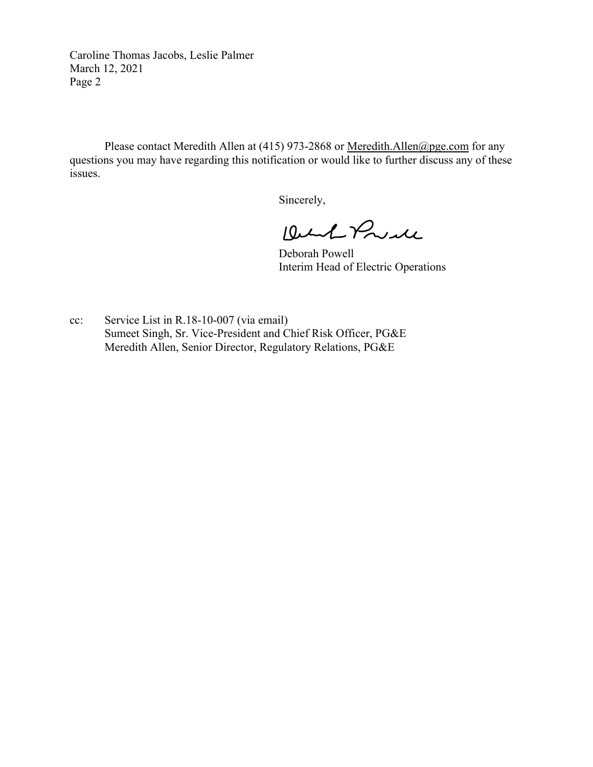Please contact Meredith Allen at (415) 973-2868 or Meredith.Allen@pge.com for any questions you may have regarding this notification or would like to further discuss any of these issues.

Sincerely,

Deborah Powell
Interim Head of Electric Operations

cc: Service List in R.18-10-007 (via email)
Sumeet Singh, Sr. Vice-President and Chief Risk Officer, PG&E
Meredith Allen, Senior Director, Regulatory Relations, PG&E